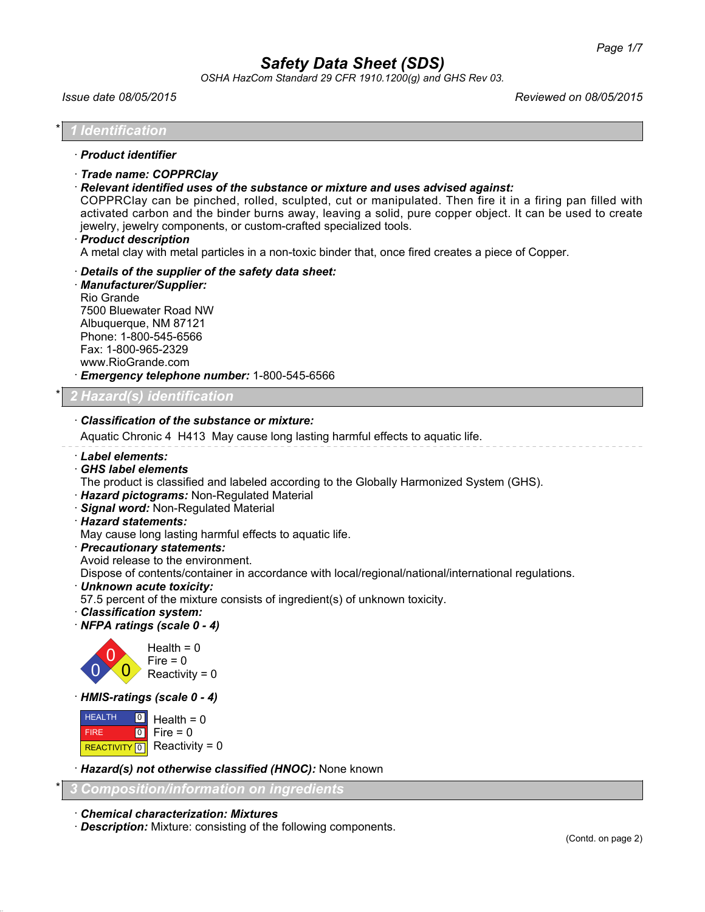# Safety Data Sheet (SDS)

*OSHA HazCom Standard 29 CFR 1910.1200(g) and GHS Rev 03.*

*Issue date 08/05/2015* — *Reviewed on 08/05/2015*

## * 1 Identification

· **Product identifier**

· **Trade name: COPPRClay**

· **Relevant identified uses of the substance or mixture and uses advised against:**
COPPRClay can be pinched, rolled, sculpted, cut or manipulated. Then fire it in a firing pan filled with activated carbon and the binder burns away, leaving a solid, pure copper object. It can be used to create jewelry, jewelry components, or custom-crafted specialized tools.

· **Product description**
A metal clay with metal particles in a non-toxic binder that, once fired creates a piece of Copper.

· **Details of the supplier of the safety data sheet:**

· **Manufacturer/Supplier:**
Rio Grande
7500 Bluewater Road NW
Albuquerque, NM 87121
Phone: 1-800-545-6566
Fax: 1-800-965-2329
www.RioGrande.com

· **Emergency telephone number:** 1-800-545-6566

## * 2 Hazard(s) identification

· **Classification of the substance or mixture:**
Aquatic Chronic 4 H413 May cause long lasting harmful effects to aquatic life.

· **Label elements:**

· **GHS label elements**
The product is classified and labeled according to the Globally Harmonized System (GHS).

· **Hazard pictograms:** Non-Regulated Material

· **Signal word:** Non-Regulated Material

· **Hazard statements:**
May cause long lasting harmful effects to aquatic life.

· **Precautionary statements:**
Avoid release to the environment.
Dispose of contents/container in accordance with local/regional/national/international regulations.

· **Unknown acute toxicity:**
57.5 percent of the mixture consists of ingredient(s) of unknown toxicity.

· **Classification system:**

· **NFPA ratings (scale 0 - 4)**

Health = 0
Fire = 0
Reactivity = 0

· **HMIS-ratings (scale 0 - 4)**

| HEALTH | 0 | Health = 0 |
|---|---|---|
| FIRE | 0 | Fire = 0 |
| REACTIVITY | 0 | Reactivity = 0 |

· **Hazard(s) not otherwise classified (HNOC):** None known

## * 3 Composition/information on ingredients

· **Chemical characterization: Mixtures**

· **Description:** Mixture: consisting of the following components.

(Contd. on page 2)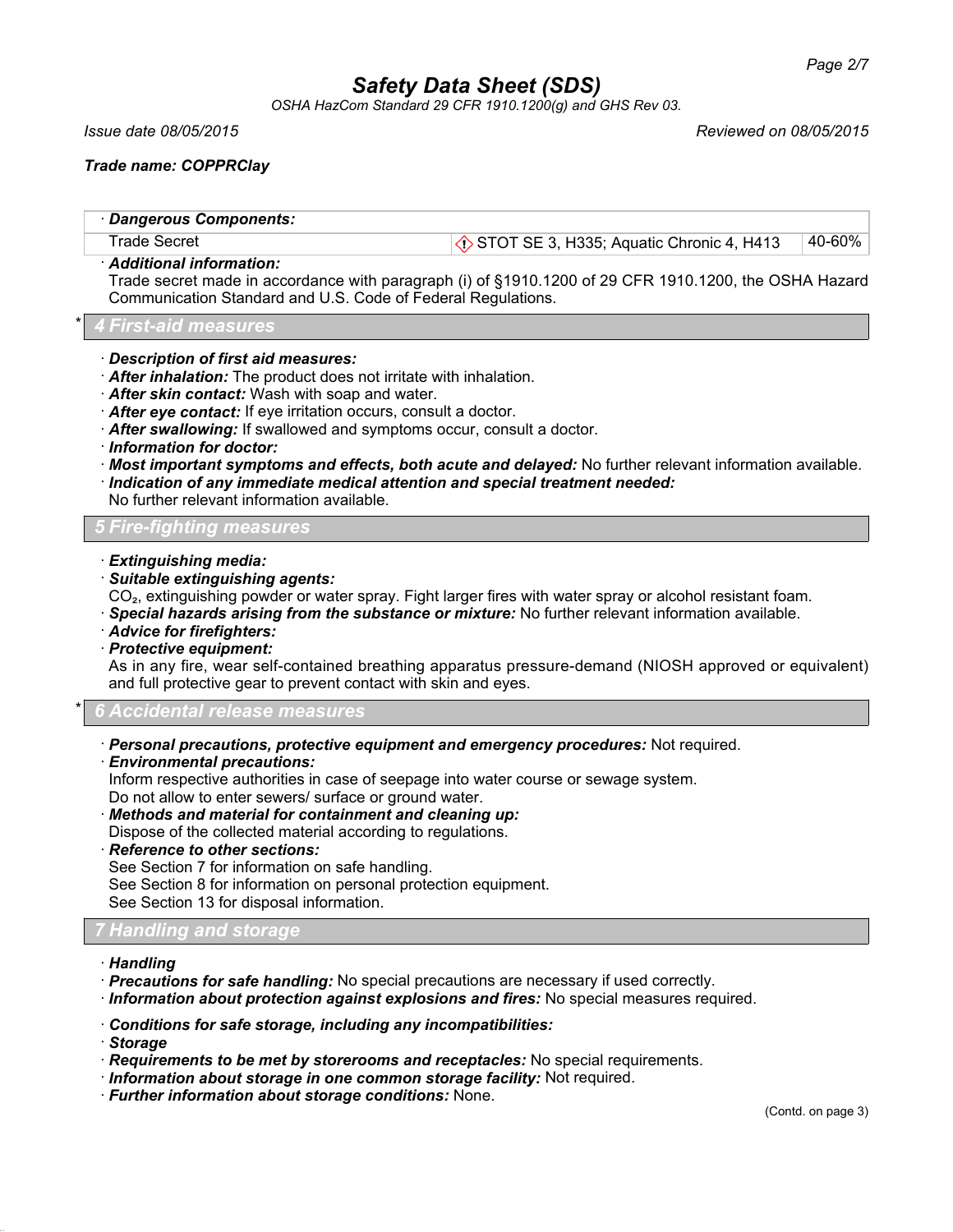**Trade name: COPPRClay**

| · *Dangerous Components:* | | |
|---|---|---|
| Trade Secret | ⚠ STOT SE 3, H335; Aquatic Chronic 4, H413 | 40-60% |

· ***Additional information:***
Trade secret made in accordance with paragraph (i) of §1910.1200 of 29 CFR 1910.1200, the OSHA Hazard Communication Standard and U.S. Code of Federal Regulations.

## * 4 First-aid measures

· ***Description of first aid measures:***
· ***After inhalation:*** The product does not irritate with inhalation.
· ***After skin contact:*** Wash with soap and water.
· ***After eye contact:*** If eye irritation occurs, consult a doctor.
· ***After swallowing:*** If swallowed and symptoms occur, consult a doctor.
· ***Information for doctor:***
· ***Most important symptoms and effects, both acute and delayed:*** No further relevant information available.
· ***Indication of any immediate medical attention and special treatment needed:***
No further relevant information available.

## 5 Fire-fighting measures

· ***Extinguishing media:***
· ***Suitable extinguishing agents:***
$CO_2$, extinguishing powder or water spray. Fight larger fires with water spray or alcohol resistant foam.
· ***Special hazards arising from the substance or mixture:*** No further relevant information available.
· ***Advice for firefighters:***
· ***Protective equipment:***
As in any fire, wear self-contained breathing apparatus pressure-demand (NIOSH approved or equivalent) and full protective gear to prevent contact with skin and eyes.

## * 6 Accidental release measures

· ***Personal precautions, protective equipment and emergency procedures:*** Not required.
· ***Environmental precautions:***
Inform respective authorities in case of seepage into water course or sewage system.
Do not allow to enter sewers/ surface or ground water.
· ***Methods and material for containment and cleaning up:***
Dispose of the collected material according to regulations.
· ***Reference to other sections:***
See Section 7 for information on safe handling.
See Section 8 for information on personal protection equipment.
See Section 13 for disposal information.

## 7 Handling and storage

· ***Handling***
· ***Precautions for safe handling:*** No special precautions are necessary if used correctly.
· ***Information about protection against explosions and fires:*** No special measures required.

· ***Conditions for safe storage, including any incompatibilities:***
· ***Storage***
· ***Requirements to be met by storerooms and receptacles:*** No special requirements.
· ***Information about storage in one common storage facility:*** Not required.
· ***Further information about storage conditions:*** None.

(Contd. on page 3)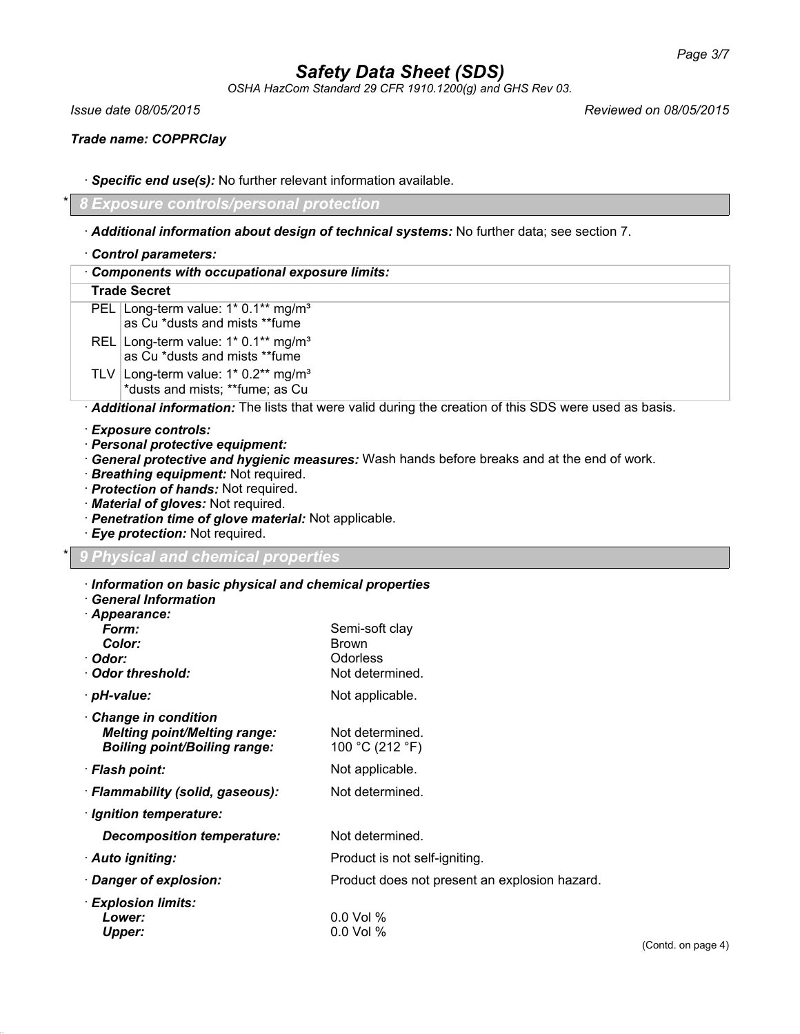*Trade name: COPPRClay*

· **Specific end use(s):** No further relevant information available.

## * 8 Exposure controls/personal protection

· **Additional information about design of technical systems:** No further data; see section 7.

· **Control parameters:**

| · Components with occupational exposure limits: | |
|---|---|
| **Trade Secret** | |
| PEL | Long-term value: 1* 0.1** mg/m³ as Cu *dusts and mists **fume |
| REL | Long-term value: 1* 0.1** mg/m³ as Cu *dusts and mists **fume |
| TLV | Long-term value: 1* 0.2** mg/m³ *dusts and mists; **fume; as Cu |

· **Additional information:** The lists that were valid during the creation of this SDS were used as basis.

· **Exposure controls:**
· **Personal protective equipment:**
· **General protective and hygienic measures:** Wash hands before breaks and at the end of work.
· **Breathing equipment:** Not required.
· **Protection of hands:** Not required.
· **Material of gloves:** Not required.
· **Penetration time of glove material:** Not applicable.
· **Eye protection:** Not required.

## * 9 Physical and chemical properties

· **Information on basic physical and chemical properties**
· **General Information**
· **Appearance:**

| | |
|---|---|
| **Form:** | Semi-soft clay |
| **Color:** | Brown |
| · **Odor:** | Odorless |
| · **Odor threshold:** | Not determined. |
| · **pH-value:** | Not applicable. |
| · **Change in condition** | |
| **Melting point/Melting range:** | Not determined. |
| **Boiling point/Boiling range:** | 100 °C (212 °F) |
| · **Flash point:** | Not applicable. |
| · **Flammability (solid, gaseous):** | Not determined. |
| · **Ignition temperature:** | |
| **Decomposition temperature:** | Not determined. |
| · **Auto igniting:** | Product is not self-igniting. |
| · **Danger of explosion:** | Product does not present an explosion hazard. |
| · **Explosion limits:** | |
| **Lower:** | 0.0 Vol % |
| **Upper:** | 0.0 Vol % |

(Contd. on page 4)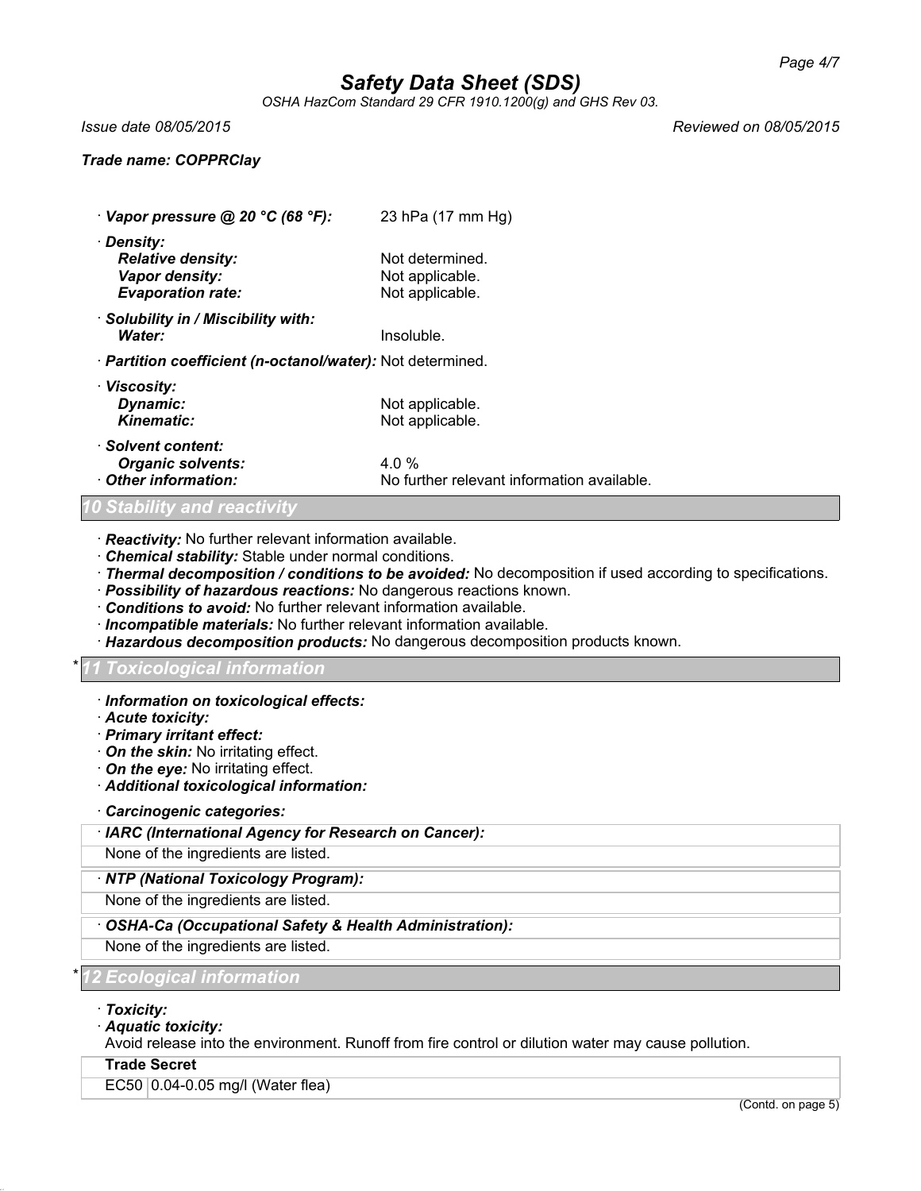· **Vapor pressure @ 20 °C (68 °F):** 23 hPa (17 mm Hg)

· **Density:**
  **Relative density:** Not determined.
  **Vapor density:** Not applicable.
  **Evaporation rate:** Not applicable.

· **Solubility in / Miscibility with:**
  **Water:** Insoluble.

· **Partition coefficient (n-octanol/water):** Not determined.

· **Viscosity:**
  **Dynamic:** Not applicable.
  **Kinematic:** Not applicable.

· **Solvent content:**
  **Organic solvents:** 4.0 %

· **Other information:** No further relevant information available.

## 10 Stability and reactivity

· **Reactivity:** No further relevant information available.
· **Chemical stability:** Stable under normal conditions.
· **Thermal decomposition / conditions to be avoided:** No decomposition if used according to specifications.
· **Possibility of hazardous reactions:** No dangerous reactions known.
· **Conditions to avoid:** No further relevant information available.
· **Incompatible materials:** No further relevant information available.
· **Hazardous decomposition products:** No dangerous decomposition products known.

## * 11 Toxicological information

· **Information on toxicological effects:**
· **Acute toxicity:**
· **Primary irritant effect:**
· **On the skin:** No irritating effect.
· **On the eye:** No irritating effect.
· **Additional toxicological information:**

· **Carcinogenic categories:**

| · IARC (International Agency for Research on Cancer): |
|---|
| None of the ingredients are listed. |

| · NTP (National Toxicology Program): |
|---|
| None of the ingredients are listed. |

| · OSHA-Ca (Occupational Safety & Health Administration): |
|---|
| None of the ingredients are listed. |

## * 12 Ecological information

· **Toxicity:**
· **Aquatic toxicity:**
Avoid release into the environment. Runoff from fire control or dilution water may cause pollution.

| Trade Secret | |
|---|---|
| EC50 | 0.04-0.05 mg/l (Water flea) |

(Contd. on page 5)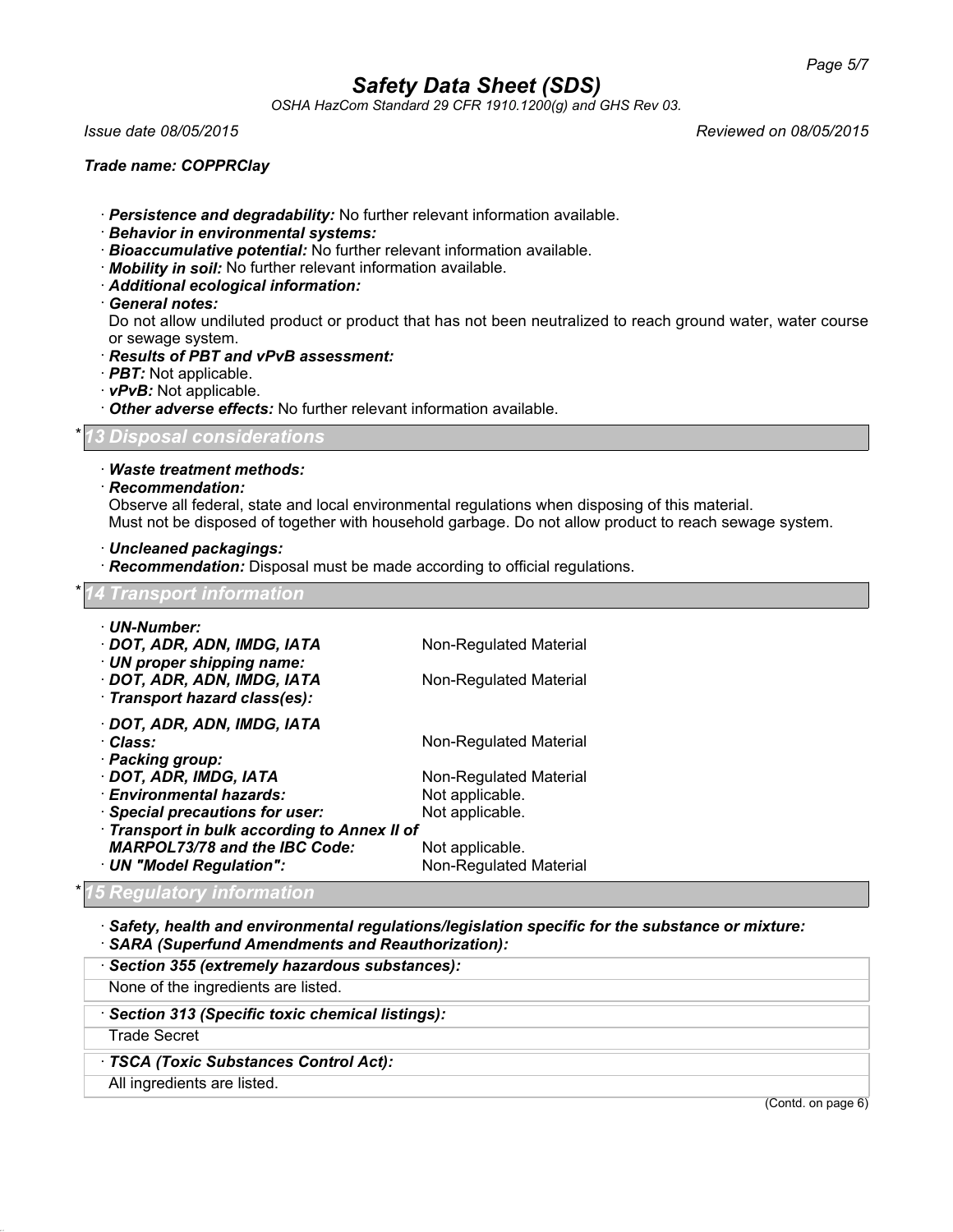- **Persistence and degradability:** No further relevant information available.
- **Behavior in environmental systems:**
- **Bioaccumulative potential:** No further relevant information available.
- **Mobility in soil:** No further relevant information available.
- **Additional ecological information:**
- **General notes:**
  Do not allow undiluted product or product that has not been neutralized to reach ground water, water course or sewage system.
- **Results of PBT and vPvB assessment:**
- **PBT:** Not applicable.
- **vPvB:** Not applicable.
- **Other adverse effects:** No further relevant information available.

## * 13 Disposal considerations

- **Waste treatment methods:**
- **Recommendation:**
  Observe all federal, state and local environmental regulations when disposing of this material.
  Must not be disposed of together with household garbage. Do not allow product to reach sewage system.

- **Uncleaned packagings:**
- **Recommendation:** Disposal must be made according to official regulations.

## * 14 Transport information

| | |
|---|---|
| **· UN-Number:** | |
| **· DOT, ADR, ADN, IMDG, IATA** | Non-Regulated Material |
| **· UN proper shipping name:** | |
| **· DOT, ADR, ADN, IMDG, IATA** | Non-Regulated Material |
| **· Transport hazard class(es):** | |
| **· DOT, ADR, ADN, IMDG, IATA** | |
| **· Class:** | Non-Regulated Material |
| **· Packing group:** | |
| **· DOT, ADR, IMDG, IATA** | Non-Regulated Material |
| **· Environmental hazards:** | Not applicable. |
| **· Special precautions for user:** | Not applicable. |
| **· Transport in bulk according to Annex II of MARPOL73/78 and the IBC Code:** | Not applicable. |
| **· UN "Model Regulation":** | Non-Regulated Material |

## * 15 Regulatory information

- **Safety, health and environmental regulations/legislation specific for the substance or mixture:**
- **SARA (Superfund Amendments and Reauthorization):**

| **· Section 355 (extremely hazardous substances):** |
|---|
| None of the ingredients are listed. |

| **· Section 313 (Specific toxic chemical listings):** |
|---|
| Trade Secret |

| **· TSCA (Toxic Substances Control Act):** |
|---|
| All ingredients are listed. |

(Contd. on page 6)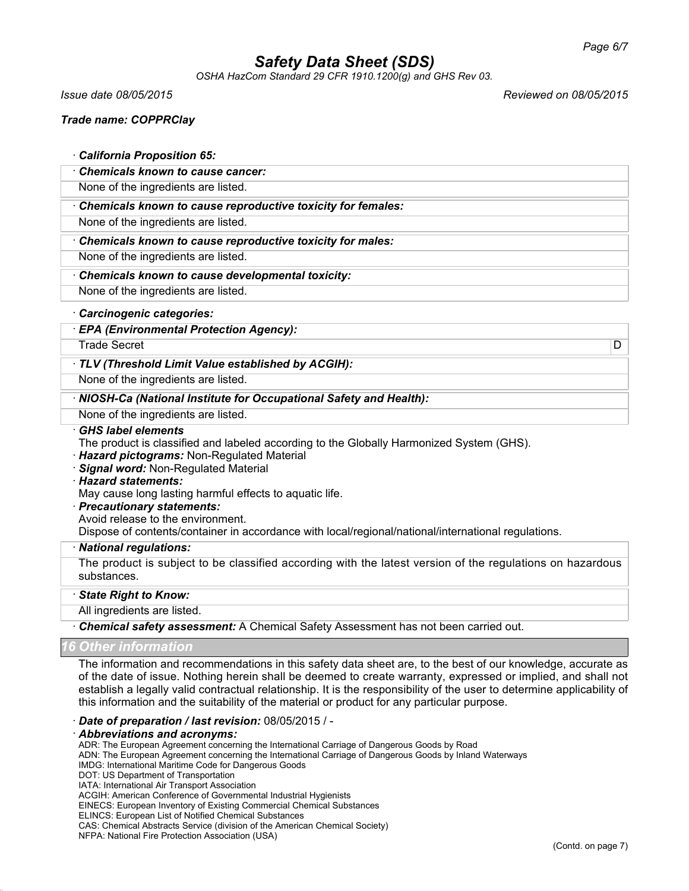· **California Proposition 65:**

· **Chemicals known to cause cancer:**

None of the ingredients are listed.

· **Chemicals known to cause reproductive toxicity for females:**

None of the ingredients are listed.

· **Chemicals known to cause reproductive toxicity for males:**

None of the ingredients are listed.

· **Chemicals known to cause developmental toxicity:**

None of the ingredients are listed.

· **Carcinogenic categories:**

· **EPA (Environmental Protection Agency):**

| Trade Secret | D |
|---|---|

· **TLV (Threshold Limit Value established by ACGIH):**

None of the ingredients are listed.

· **NIOSH-Ca (National Institute for Occupational Safety and Health):**

None of the ingredients are listed.

· **GHS label elements**

The product is classified and labeled according to the Globally Harmonized System (GHS).

· **Hazard pictograms:** Non-Regulated Material

· **Signal word:** Non-Regulated Material

· **Hazard statements:**

May cause long lasting harmful effects to aquatic life.

· **Precautionary statements:**

Avoid release to the environment.

Dispose of contents/container in accordance with local/regional/national/international regulations.

· **National regulations:**

The product is subject to be classified according with the latest version of the regulations on hazardous substances.

· **State Right to Know:**

All ingredients are listed.

· **Chemical safety assessment:** A Chemical Safety Assessment has not been carried out.

## 16 Other information

The information and recommendations in this safety data sheet are, to the best of our knowledge, accurate as of the date of issue. Nothing herein shall be deemed to create warranty, expressed or implied, and shall not establish a legally valid contractual relationship. It is the responsibility of the user to determine applicability of this information and the suitability of the material or product for any particular purpose.

· **Date of preparation / last revision:** 08/05/2015 / -

· **Abbreviations and acronyms:**

ADR: The European Agreement concerning the International Carriage of Dangerous Goods by Road
ADN: The European Agreement concerning the International Carriage of Dangerous Goods by Inland Waterways
IMDG: International Maritime Code for Dangerous Goods
DOT: US Department of Transportation
IATA: International Air Transport Association
ACGIH: American Conference of Governmental Industrial Hygienists
EINECS: European Inventory of Existing Commercial Chemical Substances
ELINCS: European List of Notified Chemical Substances
CAS: Chemical Abstracts Service (division of the American Chemical Society)
NFPA: National Fire Protection Association (USA)

(Contd. on page 7)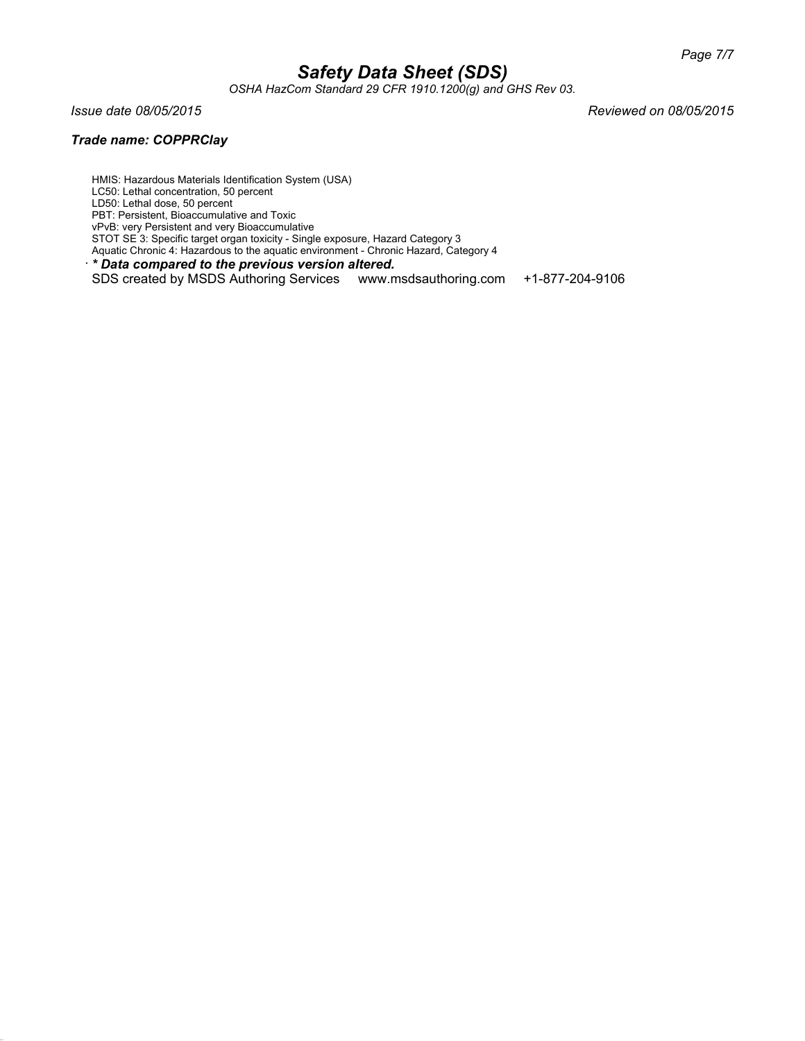HMIS: Hazardous Materials Identification System (USA)
LC50: Lethal concentration, 50 percent
LD50: Lethal dose, 50 percent
PBT: Persistent, Bioaccumulative and Toxic
vPvB: very Persistent and very Bioaccumulative
STOT SE 3: Specific target organ toxicity - Single exposure, Hazard Category 3
Aquatic Chronic 4: Hazardous to the aquatic environment - Chronic Hazard, Category 4

· ***\* Data compared to the previous version altered.***

SDS created by MSDS Authoring Services www.msdsauthoring.com +1-877-204-9106